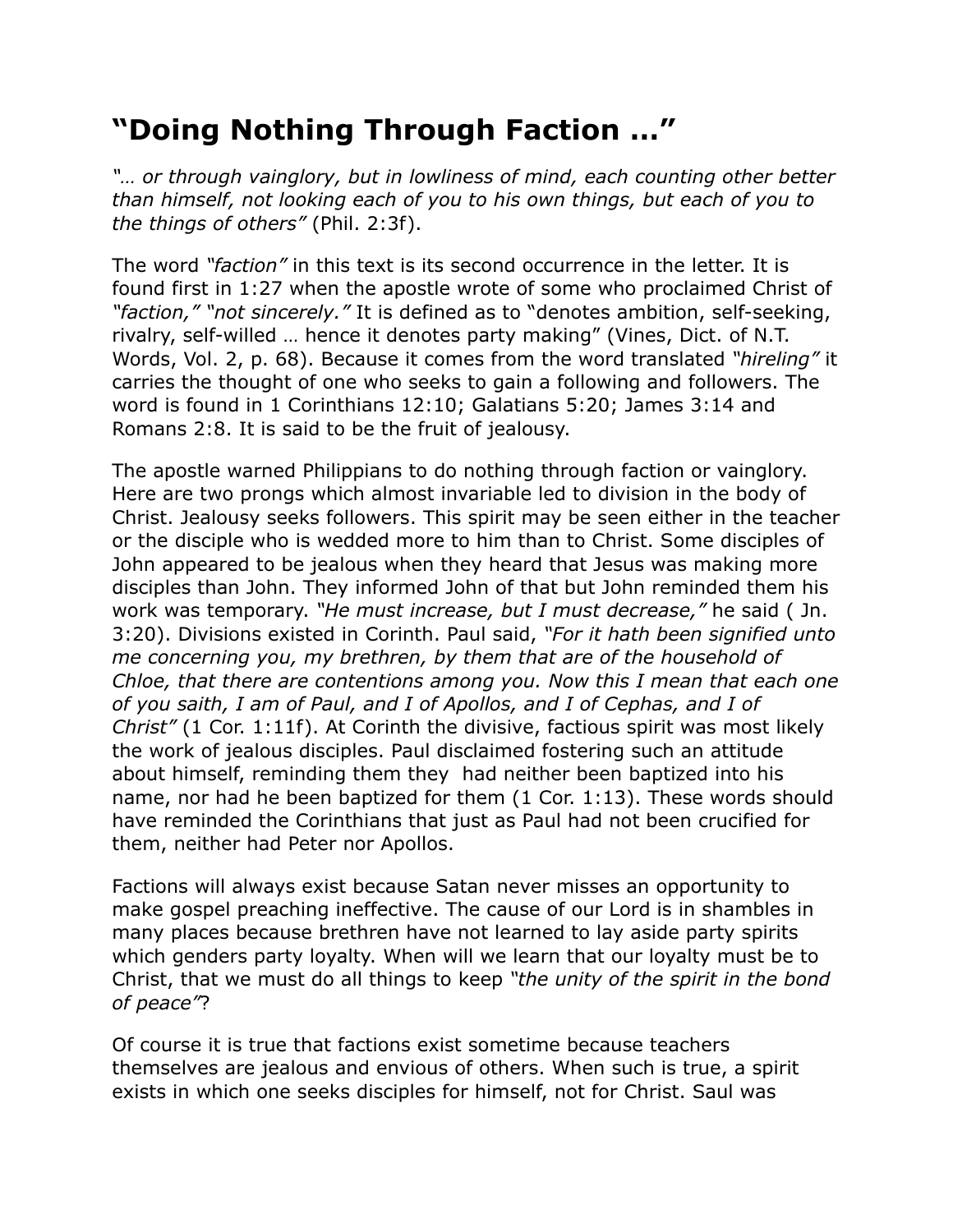# “Doing Nothing Through Faction …”

*“… or through vainglory, but in lowliness of mind, each counting other better than himself, not looking each of you to his own things, but each of you to the things of others”* (Phil. 2:3f).

The word *“faction”* in this text is its second occurrence in the letter. It is found first in 1:27 when the apostle wrote of some who proclaimed Christ of *“faction,” “not sincerely.”* It is defined as to “denotes ambition, self-seeking, rivalry, self-willed … hence it denotes party making” (Vines, Dict. of N.T. Words, Vol. 2, p. 68). Because it comes from the word translated *“hireling”* it carries the thought of one who seeks to gain a following and followers. The word is found in 1 Corinthians 12:10; Galatians 5:20; James 3:14 and Romans 2:8. It is said to be the fruit of jealousy.

The apostle warned Philippians to do nothing through faction or vainglory. Here are two prongs which almost invariable led to division in the body of Christ. Jealousy seeks followers. This spirit may be seen either in the teacher or the disciple who is wedded more to him than to Christ. Some disciples of John appeared to be jealous when they heard that Jesus was making more disciples than John. They informed John of that but John reminded them his work was temporary. *“He must increase, but I must decrease,”* he said ( Jn. 3:20). Divisions existed in Corinth. Paul said, *“For it hath been signified unto me concerning you, my brethren, by them that are of the household of Chloe, that there are contentions among you. Now this I mean that each one of you saith, I am of Paul, and I of Apollos, and I of Cephas, and I of Christ”* (1 Cor. 1:11f). At Corinth the divisive, factious spirit was most likely the work of jealous disciples. Paul disclaimed fostering such an attitude about himself, reminding them they had neither been baptized into his name, nor had he been baptized for them (1 Cor. 1:13). These words should have reminded the Corinthians that just as Paul had not been crucified for them, neither had Peter nor Apollos.

Factions will always exist because Satan never misses an opportunity to make gospel preaching ineffective. The cause of our Lord is in shambles in many places because brethren have not learned to lay aside party spirits which genders party loyalty. When will we learn that our loyalty must be to Christ, that we must do all things to keep *“the unity of the spirit in the bond of peace”*?

Of course it is true that factions exist sometime because teachers themselves are jealous and envious of others. When such is true, a spirit exists in which one seeks disciples for himself, not for Christ. Saul was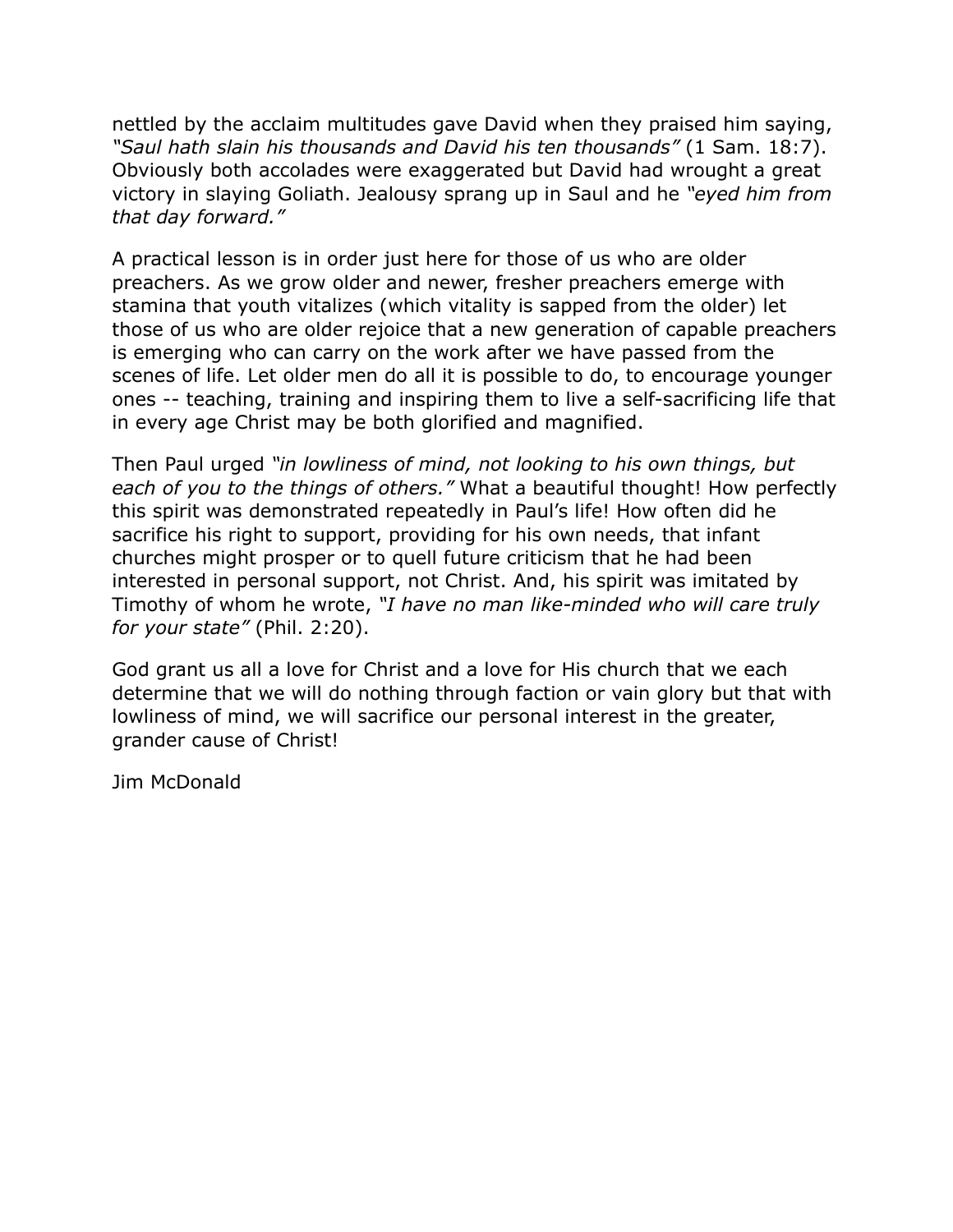nettled by the acclaim multitudes gave David when they praised him saying, *"Saul hath slain his thousands and David his ten thousands"* (1 Sam. 18:7). Obviously both accolades were exaggerated but David had wrought a great victory in slaying Goliath. Jealousy sprang up in Saul and he *"eyed him from that day forward."*

A practical lesson is in order just here for those of us who are older preachers. As we grow older and newer, fresher preachers emerge with stamina that youth vitalizes (which vitality is sapped from the older) let those of us who are older rejoice that a new generation of capable preachers is emerging who can carry on the work after we have passed from the scenes of life. Let older men do all it is possible to do, to encourage younger ones -- teaching, training and inspiring them to live a self-sacrificing life that in every age Christ may be both glorified and magnified.

Then Paul urged *"in lowliness of mind, not looking to his own things, but each of you to the things of others."* What a beautiful thought! How perfectly this spirit was demonstrated repeatedly in Paul's life! How often did he sacrifice his right to support, providing for his own needs, that infant churches might prosper or to quell future criticism that he had been interested in personal support, not Christ. And, his spirit was imitated by Timothy of whom he wrote, *"I have no man like-minded who will care truly for your state"* (Phil. 2:20).

God grant us all a love for Christ and a love for His church that we each determine that we will do nothing through faction or vain glory but that with lowliness of mind, we will sacrifice our personal interest in the greater, grander cause of Christ!

Jim McDonald